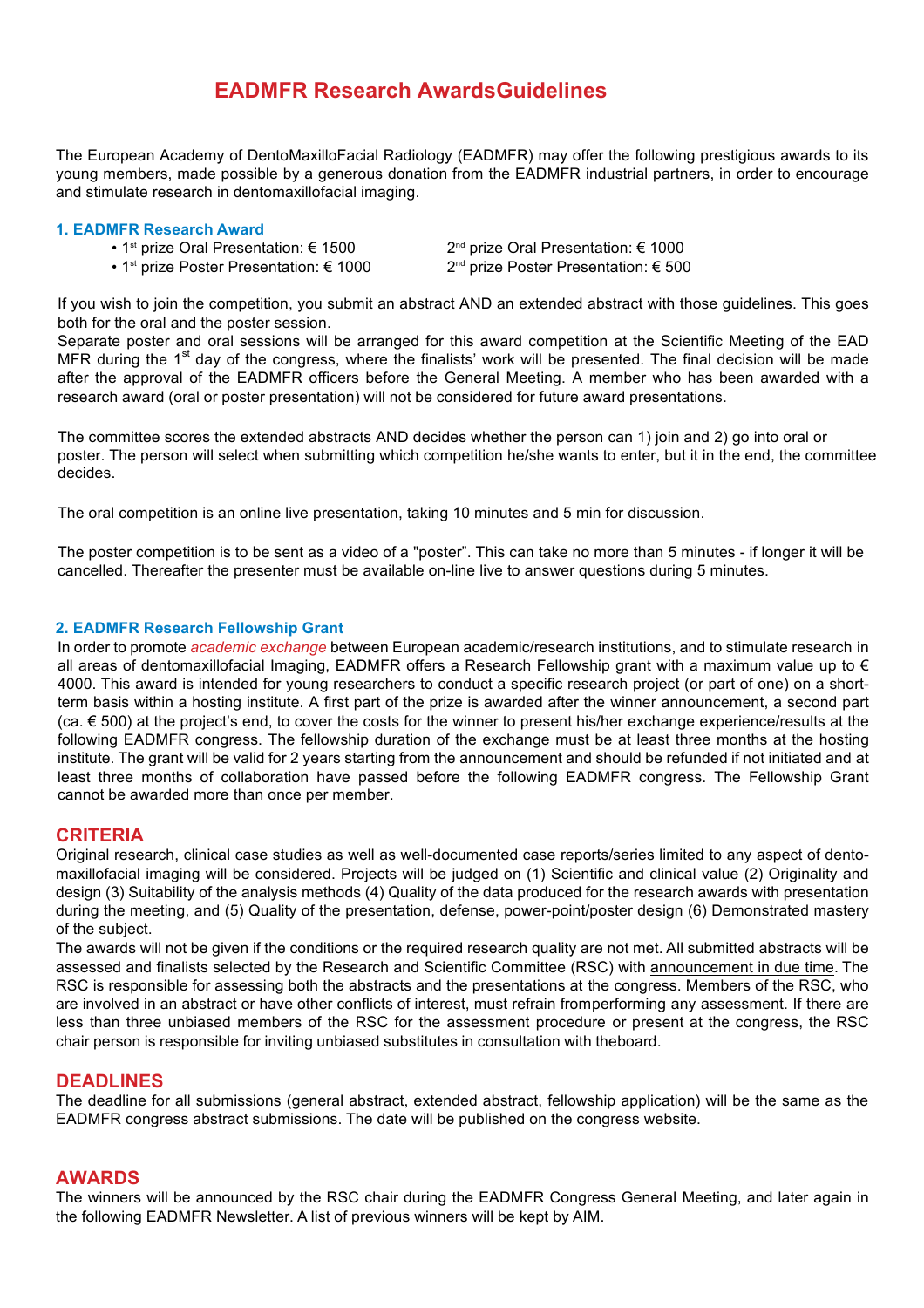# EADMFR Research AwardsGuidelines

The European Academy of DentoMaxilloFacial Radiology (EADMFR) may offer the following prestigious awards to its young members, made possible by a generous donation from the EADMFR industrial partners, in order to encourage and stimulate research in dentomaxillofacial imaging.

### 1. EADMFR Research Award

- 1st prize Oral Presentation: € 1500
- 2nd prize Oral Presentation: € 1000
- 1st prize Poster Presentation: € 1000
- 2nd prize Poster Presentation: € 500

If you wish to join the competition, you submit an abstract AND an extended abstract with those guidelines. This goes both for the oral and the poster session.

Separate poster and oral sessions will be arranged for this award competition at the Scientific Meeting of the EAD MFR during the 1st day of the congress, where the finalists' work will be presented. The final decision will be made after the approval of the EADMFR officers before the General Meeting. A member who has been awarded with a research award (oral or poster presentation) will not be considered for future award presentations.

The committee scores the extended abstracts AND decides whether the person can 1) join and 2) go into oral or poster. The person will select when submitting which competition he/she wants to enter, but it in the end, the committee decides.

The oral competition is an online live presentation, taking 10 minutes and 5 min for discussion.

The poster competition is to be sent as a video of a "poster". This can take no more than 5 minutes - if longer it will be cancelled. Thereafter the presenter must be available on-line live to answer questions during 5 minutes.

### 2. EADMFR Research Fellowship Grant

In order to promote *academic exchange* between European academic/research institutions, and to stimulate research in all areas of dentomaxillofacial Imaging, EADMFR offers a Research Fellowship grant with a maximum value up to € 4000. This award is intended for young researchers to conduct a specific research project (or part of one) on a short-term basis within a hosting institute. A first part of the prize is awarded after the winner announcement, a second part (ca. € 500) at the project's end, to cover the costs for the winner to present his/her exchange experience/results at the following EADMFR congress. The fellowship duration of the exchange must be at least three months at the hosting institute. The grant will be valid for 2 years starting from the announcement and should be refunded if not initiated and at least three months of collaboration have passed before the following EADMFR congress. The Fellowship Grant cannot be awarded more than once per member.

## CRITERIA

Original research, clinical case studies as well as well-documented case reports/series limited to any aspect of dento-maxillofacial imaging will be considered. Projects will be judged on (1) Scientific and clinical value (2) Originality and design (3) Suitability of the analysis methods (4) Quality of the data produced for the research awards with presentation during the meeting, and (5) Quality of the presentation, defense, power-point/poster design (6) Demonstrated mastery of the subject.

The awards will not be given if the conditions or the required research quality are not met. All submitted abstracts will be assessed and finalists selected by the Research and Scientific Committee (RSC) with announcement in due time. The RSC is responsible for assessing both the abstracts and the presentations at the congress. Members of the RSC, who are involved in an abstract or have other conflicts of interest, must refrain fromperforming any assessment. If there are less than three unbiased members of the RSC for the assessment procedure or present at the congress, the RSC chair person is responsible for inviting unbiased substitutes in consultation with theboard.

## DEADLINES

The deadline for all submissions (general abstract, extended abstract, fellowship application) will be the same as the EADMFR congress abstract submissions. The date will be published on the congress website.

## AWARDS

The winners will be announced by the RSC chair during the EADMFR Congress General Meeting, and later again in the following EADMFR Newsletter. A list of previous winners will be kept by AIM.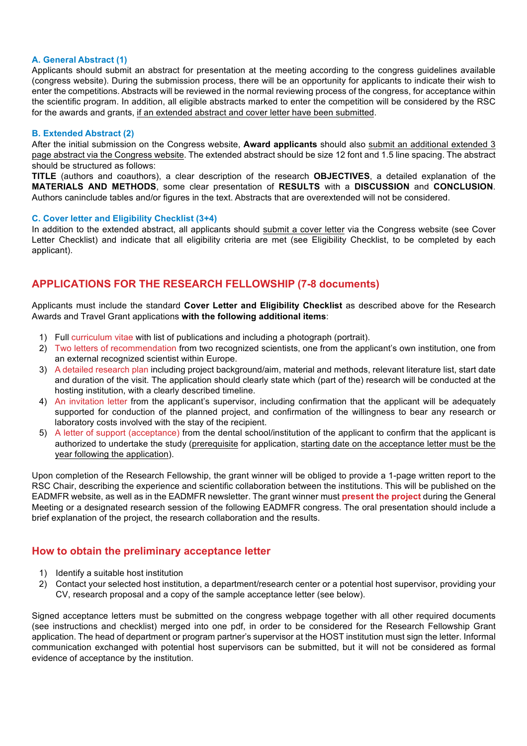### A. General Abstract (1)

Applicants should submit an abstract for presentation at the meeting according to the congress guidelines available (congress website). During the submission process, there will be an opportunity for applicants to indicate their wish to enter the competitions. Abstracts will be reviewed in the normal reviewing process of the congress, for acceptance within the scientific program. In addition, all eligible abstracts marked to enter the competition will be considered by the RSC for the awards and grants, <u>if an extended abstract and cover letter have been submitted</u>.

### B. Extended Abstract (2)

After the initial submission on the Congress website, **Award applicants** should also <u>submit an additional extended 3 page abstract via the Congress website</u>. The extended abstract should be size 12 font and 1.5 line spacing. The abstract should be structured as follows:

**TITLE** (authors and coauthors), a clear description of the research **OBJECTIVES**, a detailed explanation of the **MATERIALS AND METHODS**, some clear presentation of **RESULTS** with a **DISCUSSION** and **CONCLUSION**. Authors caninclude tables and/or figures in the text. Abstracts that are overextended will not be considered.

### C. Cover letter and Eligibility Checklist (3+4)

In addition to the extended abstract, all applicants should <u>submit a cover letter</u> via the Congress website (see Cover Letter Checklist) and indicate that all eligibility criteria are met (see Eligibility Checklist, to be completed by each applicant).

## APPLICATIONS FOR THE RESEARCH FELLOWSHIP (7-8 documents)

Applicants must include the standard **Cover Letter and Eligibility Checklist** as described above for the Research Awards and Travel Grant applications **with the following additional items**:

1) Full curriculum vitae with list of publications and including a photograph (portrait).
2) Two letters of recommendation from two recognized scientists, one from the applicant's own institution, one from an external recognized scientist within Europe.
3) A detailed research plan including project background/aim, material and methods, relevant literature list, start date and duration of the visit. The application should clearly state which (part of the) research will be conducted at the hosting institution, with a clearly described timeline.
4) An invitation letter from the applicant's supervisor, including confirmation that the applicant will be adequately supported for conduction of the planned project, and confirmation of the willingness to bear any research or laboratory costs involved with the stay of the recipient.
5) A letter of support (acceptance) from the dental school/institution of the applicant to confirm that the applicant is authorized to undertake the study (<u>prerequisite</u> for application, <u>starting date on the acceptance letter must be the year following the application</u>).

Upon completion of the Research Fellowship, the grant winner will be obliged to provide a 1-page written report to the RSC Chair, describing the experience and scientific collaboration between the institutions. This will be published on the EADMFR website, as well as in the EADMFR newsletter. The grant winner must **present the project** during the General Meeting or a designated research session of the following EADMFR congress. The oral presentation should include a brief explanation of the project, the research collaboration and the results.

## How to obtain the preliminary acceptance letter

1) Identify a suitable host institution
2) Contact your selected host institution, a department/research center or a potential host supervisor, providing your CV, research proposal and a copy of the sample acceptance letter (see below).

Signed acceptance letters must be submitted on the congress webpage together with all other required documents (see instructions and checklist) merged into one pdf, in order to be considered for the Research Fellowship Grant application. The head of department or program partner's supervisor at the HOST institution must sign the letter. Informal communication exchanged with potential host supervisors can be submitted, but it will not be considered as formal evidence of acceptance by the institution.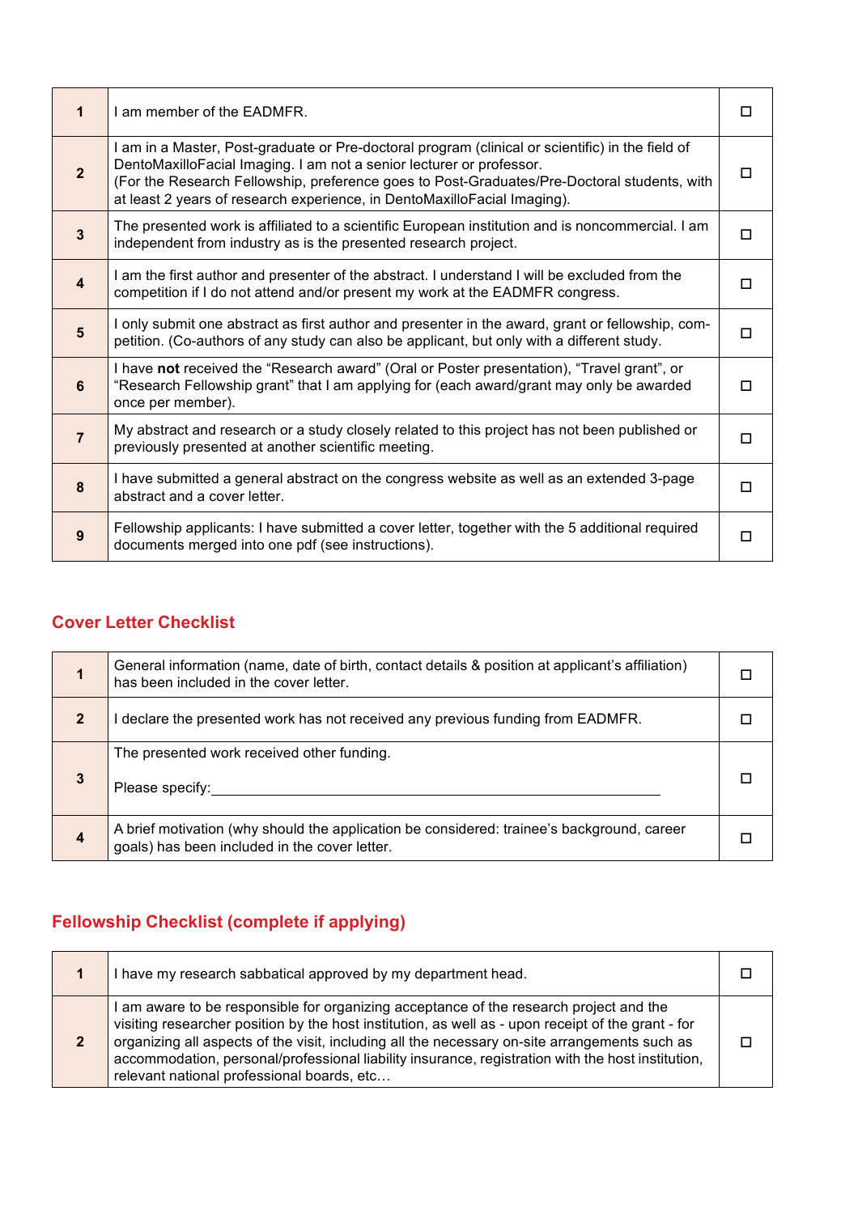| | | |
|---|---|---|
| **1** | I am member of the EADMFR. | ☐ |
| **2** | I am in a Master, Post-graduate or Pre-doctoral program (clinical or scientific) in the field of DentoMaxilloFacial Imaging. I am not a senior lecturer or professor.<br>(For the Research Fellowship, preference goes to Post-Graduates/Pre-Doctoral students, with at least 2 years of research experience, in DentoMaxilloFacial Imaging). | ☐ |
| **3** | The presented work is affiliated to a scientific European institution and is noncommercial. I am independent from industry as is the presented research project. | ☐ |
| **4** | I am the first author and presenter of the abstract. I understand I will be excluded from the competition if I do not attend and/or present my work at the EADMFR congress. | ☐ |
| **5** | I only submit one abstract as first author and presenter in the award, grant or fellowship, competition. (Co-authors of any study can also be applicant, but only with a different study. | ☐ |
| **6** | I have **not** received the "Research award" (Oral or Poster presentation), "Travel grant", or "Research Fellowship grant" that I am applying for (each award/grant may only be awarded once per member). | ☐ |
| **7** | My abstract and research or a study closely related to this project has not been published or previously presented at another scientific meeting. | ☐ |
| **8** | I have submitted a general abstract on the congress website as well as an extended 3-page abstract and a cover letter. | ☐ |
| **9** | Fellowship applicants: I have submitted a cover letter, together with the 5 additional required documents merged into one pdf (see instructions). | ☐ |

## Cover Letter Checklist

| | | |
|---|---|---|
| **1** | General information (name, date of birth, contact details & position at applicant's affiliation) has been included in the cover letter. | ☐ |
| **2** | I declare the presented work has not received any previous funding from EADMFR. | ☐ |
| **3** | The presented work received other funding.<br><br>Please specify:_______________________________________________ | ☐ |
| **4** | A brief motivation (why should the application be considered: trainee's background, career goals) has been included in the cover letter. | ☐ |

## Fellowship Checklist (complete if applying)

| | | |
|---|---|---|
| **1** | I have my research sabbatical approved by my department head. | ☐ |
| **2** | I am aware to be responsible for organizing acceptance of the research project and the visiting researcher position by the host institution, as well as - upon receipt of the grant - for organizing all aspects of the visit, including all the necessary on-site arrangements such as accommodation, personal/professional liability insurance, registration with the host institution, relevant national professional boards, etc… | ☐ |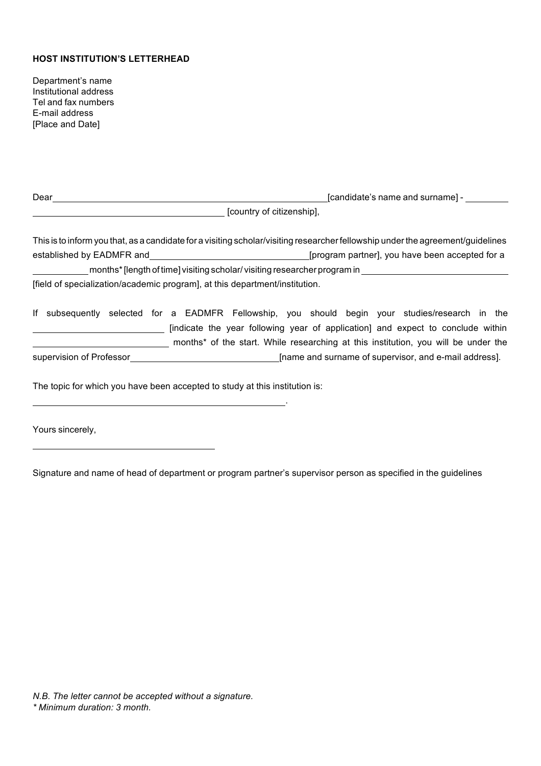**HOST INSTITUTION'S LETTERHEAD**

Department's name
Institutional address
Tel and fax numbers
E-mail address
[Place and Date]

Dear ______________________________________________ [candidate's name and surname] - __________ ______________________________ [country of citizenship],

This is to inform you that, as a candidate for a visiting scholar/visiting researcher fellowship under the agreement/guidelines established by EADMFR and __________________________ [program partner], you have been accepted for a __________ months* [length of time] visiting scholar/ visiting researcher program in __________________________ [field of specialization/academic program], at this department/institution.

If subsequently selected for a EADMFR Fellowship, you should begin your studies/research in the ______________________ [indicate the year following year of application] and expect to conclude within ______________________ months* of the start. While researching at this institution, you will be under the supervision of Professor __________________________ [name and surname of supervisor, and e-mail address].

The topic for which you have been accepted to study at this institution is:
______________________________________________.

Yours sincerely,

______________________________

Signature and name of head of department or program partner's supervisor person as specified in the guidelines

*N.B. The letter cannot be accepted without a signature.*
*\* Minimum duration: 3 month.*